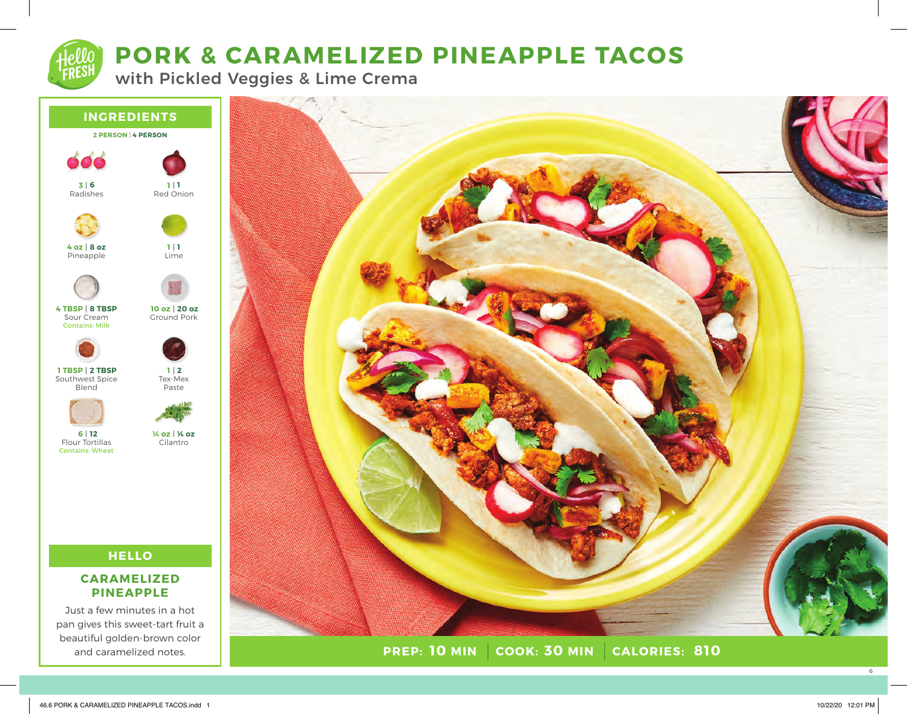# PORK & CARAMELIZED PINEAPPLE TACOS

## with Pickled Veggies & Lime Crema

## INGREDIENTS

**2 PERSON | 4 PERSON**

- **3 | 6** Radishes
- **1 | 1** Red Onion
- **4 oz | 8 oz** Pineapple
- **1 | 1** Lime
- **4 TBSP | 8 TBSP** Sour Cream — Contains: Milk
- **10 oz | 20 oz** Ground Pork
- **1 TBSP | 2 TBSP** Southwest Spice Blend
- **1 | 2** Tex-Mex Paste
- **6 | 12** Flour Tortillas — Contains: Wheat
- **¼ oz | ¼ oz** Cilantro

## HELLO

### CARAMELIZED PINEAPPLE

Just a few minutes in a hot pan gives this sweet-tart fruit a beautiful golden-brown color and caramelized notes.

**PREP: 10 MIN | COOK: 30 MIN | CALORIES: 810**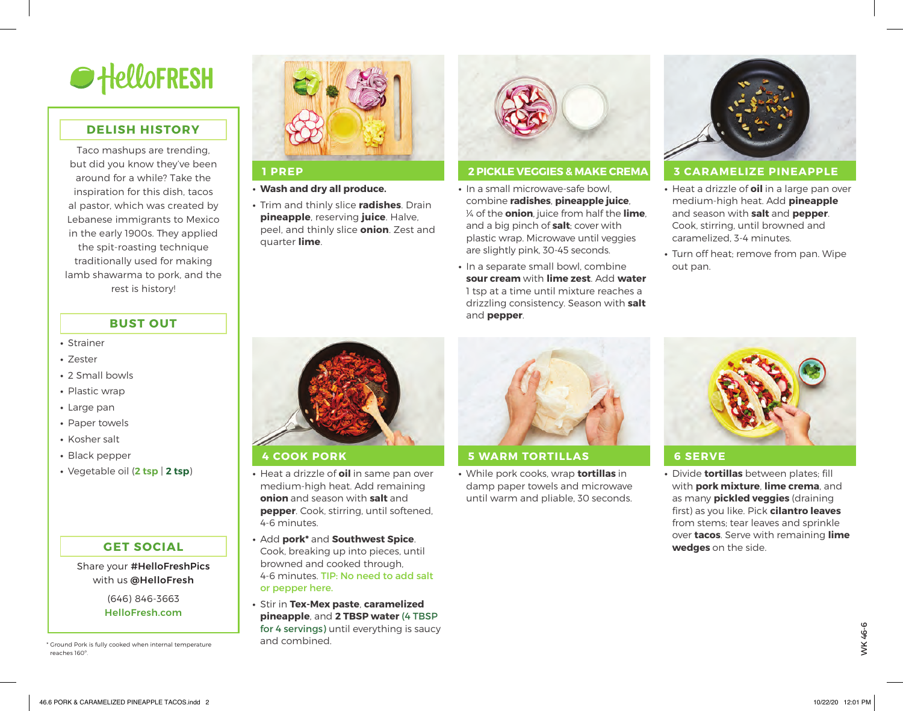# HelloFRESH

## DELISH HISTORY

Taco mashups are trending, but did you know they've been around for a while? Take the inspiration for this dish, tacos al pastor, which was created by Lebanese immigrants to Mexico in the early 1900s. They applied the spit-roasting technique traditionally used for making lamb shawarma to pork, and the rest is history!

## BUST OUT

- Strainer
- Zester
- 2 Small bowls
- Plastic wrap
- Large pan
- Paper towels
- Kosher salt
- Black pepper
- Vegetable oil (2 tsp | 2 tsp)

## GET SOCIAL

Share your **#HelloFreshPics** with us **@HelloFresh**

(646) 846-3663

HelloFresh.com

* Ground Pork is fully cooked when internal temperature reaches 160°.

## 1 PREP

- **Wash and dry all produce.**
- Trim and thinly slice **radishes**. Drain **pineapple**, reserving **juice**. Halve, peel, and thinly slice **onion**. Zest and quarter **lime**.

## 2 PICKLE VEGGIES & MAKE CREMA

- In a small microwave-safe bowl, combine **radishes**, **pineapple juice**, ¼ of the **onion**, juice from half the **lime**, and a big pinch of **salt**; cover with plastic wrap. Microwave until veggies are slightly pink, 30-45 seconds.
- In a separate small bowl, combine **sour cream** with **lime zest**. Add **water** 1 tsp at a time until mixture reaches a drizzling consistency. Season with **salt** and **pepper**.

## 3 CARAMELIZE PINEAPPLE

- Heat a drizzle of **oil** in a large pan over medium-high heat. Add **pineapple** and season with **salt** and **pepper**. Cook, stirring, until browned and caramelized, 3-4 minutes.
- Turn off heat; remove from pan. Wipe out pan.

## 4 COOK PORK

- Heat a drizzle of **oil** in same pan over medium-high heat. Add remaining **onion** and season with **salt** and **pepper**. Cook, stirring, until softened, 4-6 minutes.
- Add **pork*** and **Southwest Spice**. Cook, breaking up into pieces, until browned and cooked through, 4-6 minutes. TIP: No need to add salt or pepper here.
- Stir in **Tex-Mex paste**, **caramelized pineapple**, and **2 TBSP water** (4 TBSP for 4 servings) until everything is saucy and combined.

## 5 WARM TORTILLAS

- While pork cooks, wrap **tortillas** in damp paper towels and microwave until warm and pliable, 30 seconds.

## 6 SERVE

- Divide **tortillas** between plates; fill with **pork mixture**, **lime crema**, and as many **pickled veggies** (draining first) as you like. Pick **cilantro leaves** from stems; tear leaves and sprinkle over **tacos**. Serve with remaining **lime wedges** on the side.

WK 46-6